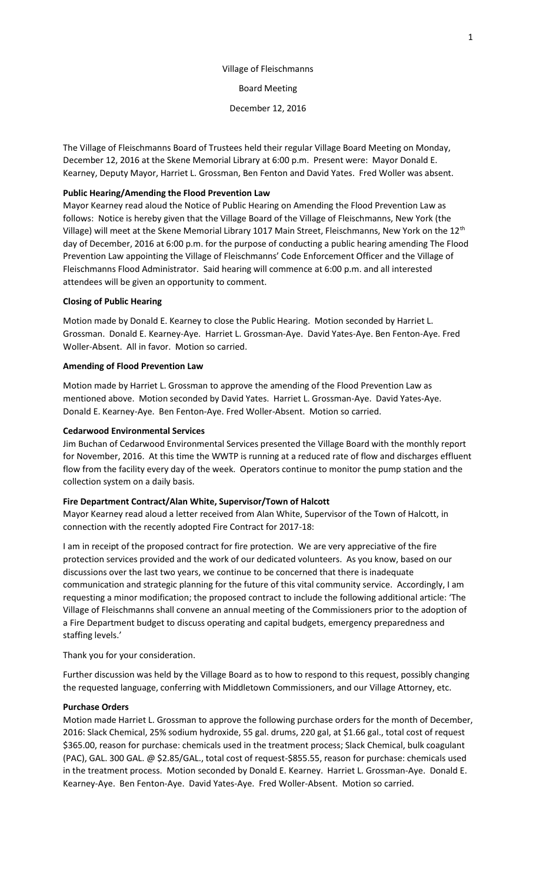Village of Fleischmanns

Board Meeting

December 12, 2016

The Village of Fleischmanns Board of Trustees held their regular Village Board Meeting on Monday, December 12, 2016 at the Skene Memorial Library at 6:00 p.m. Present were: Mayor Donald E. Kearney, Deputy Mayor, Harriet L. Grossman, Ben Fenton and David Yates. Fred Woller was absent.

**Public Hearing/Amending the Flood Prevention Law**

Mayor Kearney read aloud the Notice of Public Hearing on Amending the Flood Prevention Law as follows: Notice is hereby given that the Village Board of the Village of Fleischmanns, New York (the Village) will meet at the Skene Memorial Library 1017 Main Street, Fleischmanns, New York on the 12th day of December, 2016 at 6:00 p.m. for the purpose of conducting a public hearing amending The Flood Prevention Law appointing the Village of Fleischmanns' Code Enforcement Officer and the Village of Fleischmanns Flood Administrator. Said hearing will commence at 6:00 p.m. and all interested attendees will be given an opportunity to comment.

**Closing of Public Hearing**

Motion made by Donald E. Kearney to close the Public Hearing. Motion seconded by Harriet L. Grossman. Donald E. Kearney-Aye. Harriet L. Grossman-Aye. David Yates-Aye. Ben Fenton-Aye. Fred Woller-Absent. All in favor. Motion so carried.

**Amending of Flood Prevention Law**

Motion made by Harriet L. Grossman to approve the amending of the Flood Prevention Law as mentioned above. Motion seconded by David Yates. Harriet L. Grossman-Aye. David Yates-Aye. Donald E. Kearney-Aye. Ben Fenton-Aye. Fred Woller-Absent. Motion so carried.

**Cedarwood Environmental Services**

Jim Buchan of Cedarwood Environmental Services presented the Village Board with the monthly report for November, 2016. At this time the WWTP is running at a reduced rate of flow and discharges effluent flow from the facility every day of the week. Operators continue to monitor the pump station and the collection system on a daily basis.

**Fire Department Contract/Alan White, Supervisor/Town of Halcott**

Mayor Kearney read aloud a letter received from Alan White, Supervisor of the Town of Halcott, in connection with the recently adopted Fire Contract for 2017-18:

I am in receipt of the proposed contract for fire protection. We are very appreciative of the fire protection services provided and the work of our dedicated volunteers. As you know, based on our discussions over the last two years, we continue to be concerned that there is inadequate communication and strategic planning for the future of this vital community service. Accordingly, I am requesting a minor modification; the proposed contract to include the following additional article: 'The Village of Fleischmanns shall convene an annual meeting of the Commissioners prior to the adoption of a Fire Department budget to discuss operating and capital budgets, emergency preparedness and staffing levels.'

Thank you for your consideration.

Further discussion was held by the Village Board as to how to respond to this request, possibly changing the requested language, conferring with Middletown Commissioners, and our Village Attorney, etc.

**Purchase Orders**

Motion made Harriet L. Grossman to approve the following purchase orders for the month of December, 2016: Slack Chemical, 25% sodium hydroxide, 55 gal. drums, 220 gal, at $1.66 gal., total cost of request $365.00, reason for purchase: chemicals used in the treatment process; Slack Chemical, bulk coagulant (PAC), GAL. 300 GAL. @ $2.85/GAL., total cost of request-$855.55, reason for purchase: chemicals used in the treatment process. Motion seconded by Donald E. Kearney. Harriet L. Grossman-Aye. Donald E. Kearney-Aye. Ben Fenton-Aye. David Yates-Aye. Fred Woller-Absent. Motion so carried.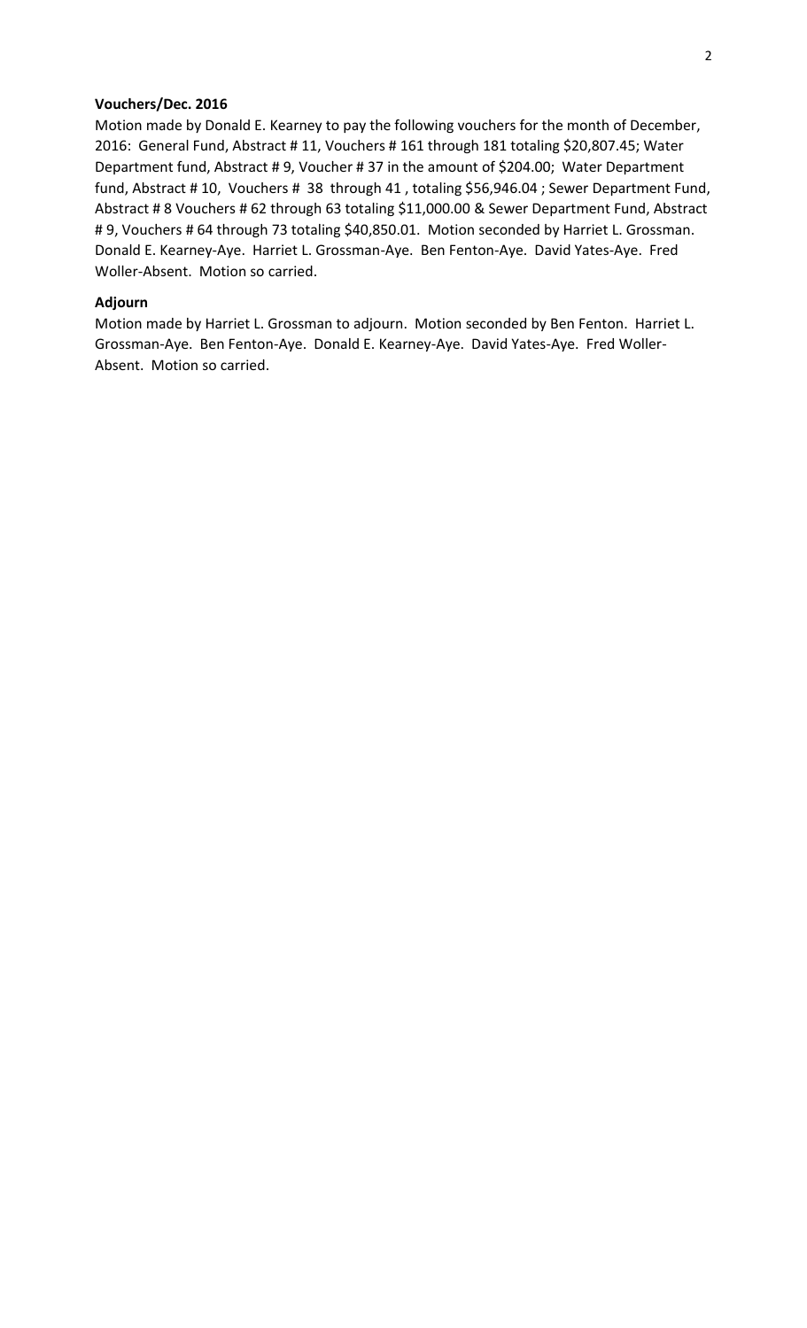**Vouchers/Dec. 2016**

Motion made by Donald E. Kearney to pay the following vouchers for the month of December, 2016: General Fund, Abstract # 11, Vouchers # 161 through 181 totaling $20,807.45; Water Department fund, Abstract # 9, Voucher # 37 in the amount of $204.00; Water Department fund, Abstract # 10, Vouchers # 38 through 41 , totaling $56,946.04 ; Sewer Department Fund, Abstract # 8 Vouchers # 62 through 63 totaling $11,000.00 & Sewer Department Fund, Abstract # 9, Vouchers # 64 through 73 totaling $40,850.01. Motion seconded by Harriet L. Grossman. Donald E. Kearney-Aye. Harriet L. Grossman-Aye. Ben Fenton-Aye. David Yates-Aye. Fred Woller-Absent. Motion so carried.

**Adjourn**

Motion made by Harriet L. Grossman to adjourn. Motion seconded by Ben Fenton. Harriet L. Grossman-Aye. Ben Fenton-Aye. Donald E. Kearney-Aye. David Yates-Aye. Fred Woller-Absent. Motion so carried.